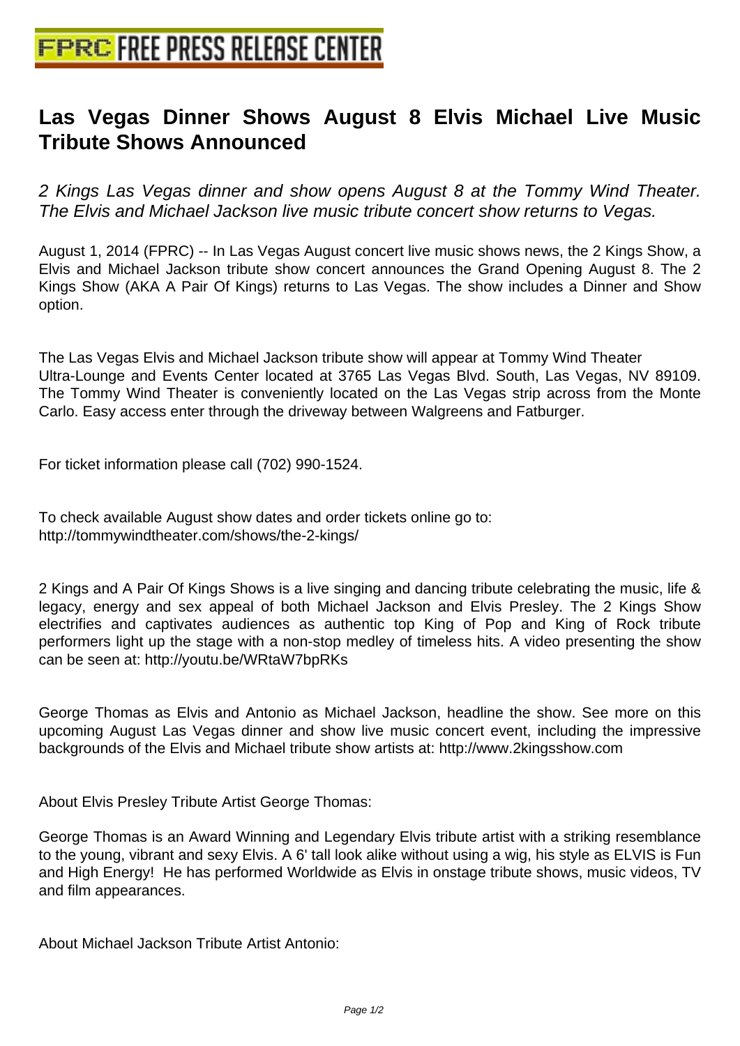# Las Vegas Dinner Shows August 8 Elvis Michael Live Music Tribute Shows Announced

*2 Kings Las Vegas dinner and show opens August 8 at the Tommy Wind Theater. The Elvis and Michael Jackson live music tribute concert show returns to Vegas.*

August 1, 2014 (FPRC) -- In Las Vegas August concert live music shows news, the 2 Kings Show, a Elvis and Michael Jackson tribute show concert announces the Grand Opening August 8. The 2 Kings Show (AKA A Pair Of Kings) returns to Las Vegas. The show includes a Dinner and Show option.

The Las Vegas Elvis and Michael Jackson tribute show will appear at Tommy Wind Theater Ultra-Lounge and Events Center located at 3765 Las Vegas Blvd. South, Las Vegas, NV 89109. The Tommy Wind Theater is conveniently located on the Las Vegas strip across from the Monte Carlo. Easy access enter through the driveway between Walgreens and Fatburger.

For ticket information please call (702) 990-1524.

To check available August show dates and order tickets online go to:
http://tommywindtheater.com/shows/the-2-kings/

2 Kings and A Pair Of Kings Shows is a live singing and dancing tribute celebrating the music, life & legacy, energy and sex appeal of both Michael Jackson and Elvis Presley. The 2 Kings Show electrifies and captivates audiences as authentic top King of Pop and King of Rock tribute performers light up the stage with a non-stop medley of timeless hits. A video presenting the show can be seen at: http://youtu.be/WRtaW7bpRKs

George Thomas as Elvis and Antonio as Michael Jackson, headline the show. See more on this upcoming August Las Vegas dinner and show live music concert event, including the impressive backgrounds of the Elvis and Michael tribute show artists at: http://www.2kingsshow.com

About Elvis Presley Tribute Artist George Thomas:

George Thomas is an Award Winning and Legendary Elvis tribute artist with a striking resemblance to the young, vibrant and sexy Elvis. A 6' tall look alike without using a wig, his style as ELVIS is Fun and High Energy! He has performed Worldwide as Elvis in onstage tribute shows, music videos, TV and film appearances.

About Michael Jackson Tribute Artist Antonio: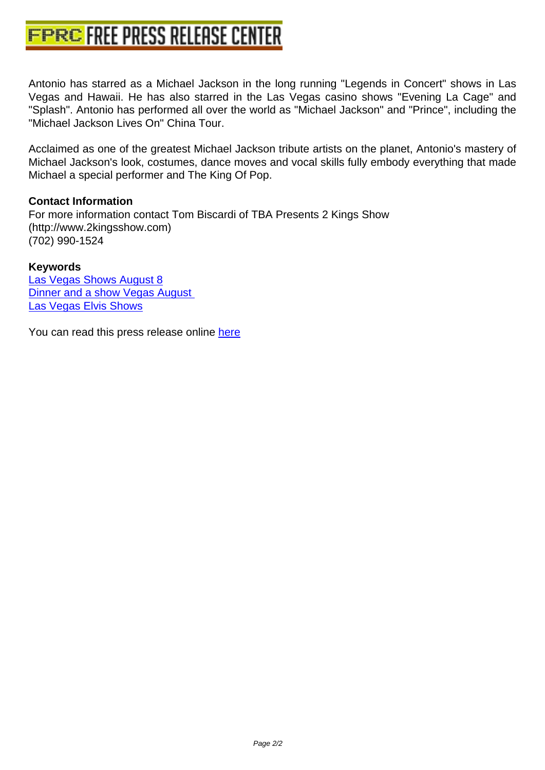Antonio has starred as a Michael Jackson in the long running "Legends in Concert" shows in Las Vegas and Hawaii. He has also starred in the Las Vegas casino shows "Evening La Cage" and "Splash". Antonio has performed all over the world as "Michael Jackson" and "Prince", including the "Michael Jackson Lives On" China Tour.

Acclaimed as one of the greatest Michael Jackson tribute artists on the planet, Antonio's mastery of Michael Jackson's look, costumes, dance moves and vocal skills fully embody everything that made Michael a special performer and The King Of Pop.

**Contact Information**
For more information contact Tom Biscardi of TBA Presents 2 Kings Show
(http://www.2kingsshow.com)
(702) 990-1524

**Keywords**
Las Vegas Shows August 8
Dinner and a show Vegas August
Las Vegas Elvis Shows

You can read this press release online here